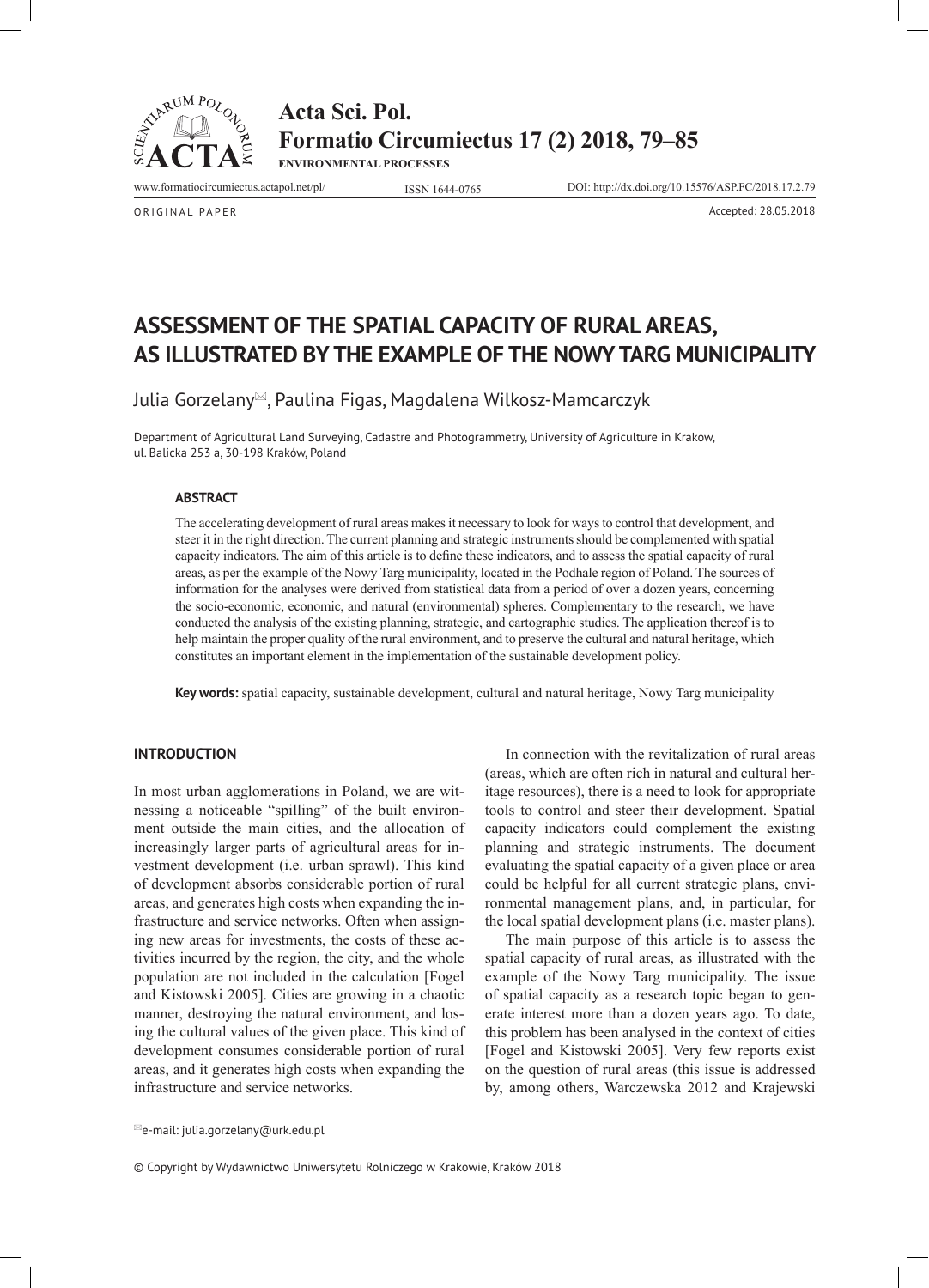ORIGINAL PAPER

Accepted: 28.05.2018

# ASSESSMENT OF THE SPATIAL CAPACITY OF RURAL AREAS, AS ILLUSTRATED BY THE EXAMPLE OF THE NOWY TARG MUNICIPALITY

Julia Gorzelany✉, Paulina Figas, Magdalena Wilkosz-Mamcarczyk

Department of Agricultural Land Surveying, Cadastre and Photogrammetry, University of Agriculture in Krakow, ul. Balicka 253 a, 30-198 Kraków, Poland

### ABSTRACT

The accelerating development of rural areas makes it necessary to look for ways to control that development, and steer it in the right direction. The current planning and strategic instruments should be complemented with spatial capacity indicators. The aim of this article is to define these indicators, and to assess the spatial capacity of rural areas, as per the example of the Nowy Targ municipality, located in the Podhale region of Poland. The sources of information for the analyses were derived from statistical data from a period of over a dozen years, concerning the socio-economic, economic, and natural (environmental) spheres. Complementary to the research, we have conducted the analysis of the existing planning, strategic, and cartographic studies. The application thereof is to help maintain the proper quality of the rural environment, and to preserve the cultural and natural heritage, which constitutes an important element in the implementation of the sustainable development policy.

**Key words:** spatial capacity, sustainable development, cultural and natural heritage, Nowy Targ municipality

## INTRODUCTION

In most urban agglomerations in Poland, we are witnessing a noticeable "spilling" of the built environment outside the main cities, and the allocation of increasingly larger parts of agricultural areas for investment development (i.e. urban sprawl). This kind of development absorbs considerable portion of rural areas, and generates high costs when expanding the infrastructure and service networks. Often when assigning new areas for investments, the costs of these activities incurred by the region, the city, and the whole population are not included in the calculation [Fogel and Kistowski 2005]. Cities are growing in a chaotic manner, destroying the natural environment, and losing the cultural values of the given place. This kind of development consumes considerable portion of rural areas, and it generates high costs when expanding the infrastructure and service networks.

In connection with the revitalization of rural areas (areas, which are often rich in natural and cultural heritage resources), there is a need to look for appropriate tools to control and steer their development. Spatial capacity indicators could complement the existing planning and strategic instruments. The document evaluating the spatial capacity of a given place or area could be helpful for all current strategic plans, environmental management plans, and, in particular, for the local spatial development plans (i.e. master plans).

The main purpose of this article is to assess the spatial capacity of rural areas, as illustrated with the example of the Nowy Targ municipality. The issue of spatial capacity as a research topic began to generate interest more than a dozen years ago. To date, this problem has been analysed in the context of cities [Fogel and Kistowski 2005]. Very few reports exist on the question of rural areas (this issue is addressed by, among others, Warczewska 2012 and Krajewski

✉e-mail: julia.gorzelany@urk.edu.pl

© Copyright by Wydawnictwo Uniwersytetu Rolniczego w Krakowie, Kraków 2018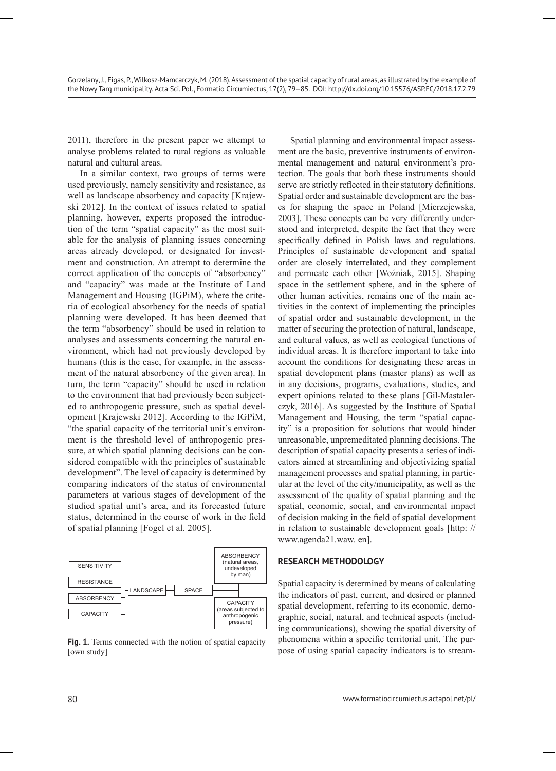2011), therefore in the present paper we attempt to analyse problems related to rural regions as valuable natural and cultural areas.

In a similar context, two groups of terms were used previously, namely sensitivity and resistance, as well as landscape absorbency and capacity [Krajewski 2012]. In the context of issues related to spatial planning, however, experts proposed the introduction of the term "spatial capacity" as the most suitable for the analysis of planning issues concerning areas already developed, or designated for investment and construction. An attempt to determine the correct application of the concepts of "absorbency" and "capacity" was made at the Institute of Land Management and Housing (IGPiM), where the criteria of ecological absorbency for the needs of spatial planning were developed. It has been deemed that the term "absorbency" should be used in relation to analyses and assessments concerning the natural environment, which had not previously developed by humans (this is the case, for example, in the assessment of the natural absorbency of the given area). In turn, the term "capacity" should be used in relation to the environment that had previously been subjected to anthropogenic pressure, such as spatial development [Krajewski 2012]. According to the IGPiM, "the spatial capacity of the territorial unit's environment is the threshold level of anthropogenic pressure, at which spatial planning decisions can be considered compatible with the principles of sustainable development". The level of capacity is determined by comparing indicators of the status of environmental parameters at various stages of development of the studied spatial unit's area, and its forecasted future status, determined in the course of work in the field of spatial planning [Fogel et al. 2005].

SENSITIVITY | RESISTANCE | ABSORBENCY | CAPACITY → LANDSCAPE → SPACE → ABSORBENCY (natural areas, undeveloped by man) / CAPACITY (areas subjected to anthropogenic pressure)

**Fig. 1.** Terms connected with the notion of spatial capacity [own study]

Spatial planning and environmental impact assessment are the basic, preventive instruments of environmental management and natural environment's protection. The goals that both these instruments should serve are strictly reflected in their statutory definitions. Spatial order and sustainable development are the bases for shaping the space in Poland [Mierzejewska, 2003]. These concepts can be very differently understood and interpreted, despite the fact that they were specifically defined in Polish laws and regulations. Principles of sustainable development and spatial order are closely interrelated, and they complement and permeate each other [Woźniak, 2015]. Shaping space in the settlement sphere, and in the sphere of other human activities, remains one of the main activities in the context of implementing the principles of spatial order and sustainable development, in the matter of securing the protection of natural, landscape, and cultural values, as well as ecological functions of individual areas. It is therefore important to take into account the conditions for designating these areas in spatial development plans (master plans) as well as in any decisions, programs, evaluations, studies, and expert opinions related to these plans [Gil-Mastalerczyk, 2016]. As suggested by the Institute of Spatial Management and Housing, the term "spatial capacity" is a proposition for solutions that would hinder unreasonable, unpremeditated planning decisions. The description of spatial capacity presents a series of indicators aimed at streamlining and objectivizing spatial management processes and spatial planning, in particular at the level of the city/municipality, as well as the assessment of the quality of spatial planning and the spatial, economic, social, and environmental impact of decision making in the field of spatial development in relation to sustainable development goals [http: // www.agenda21.waw. en].

## RESEARCH METHODOLOGY

Spatial capacity is determined by means of calculating the indicators of past, current, and desired or planned spatial development, referring to its economic, demographic, social, natural, and technical aspects (including communications), showing the spatial diversity of phenomena within a specific territorial unit. The purpose of using spatial capacity indicators is to stream-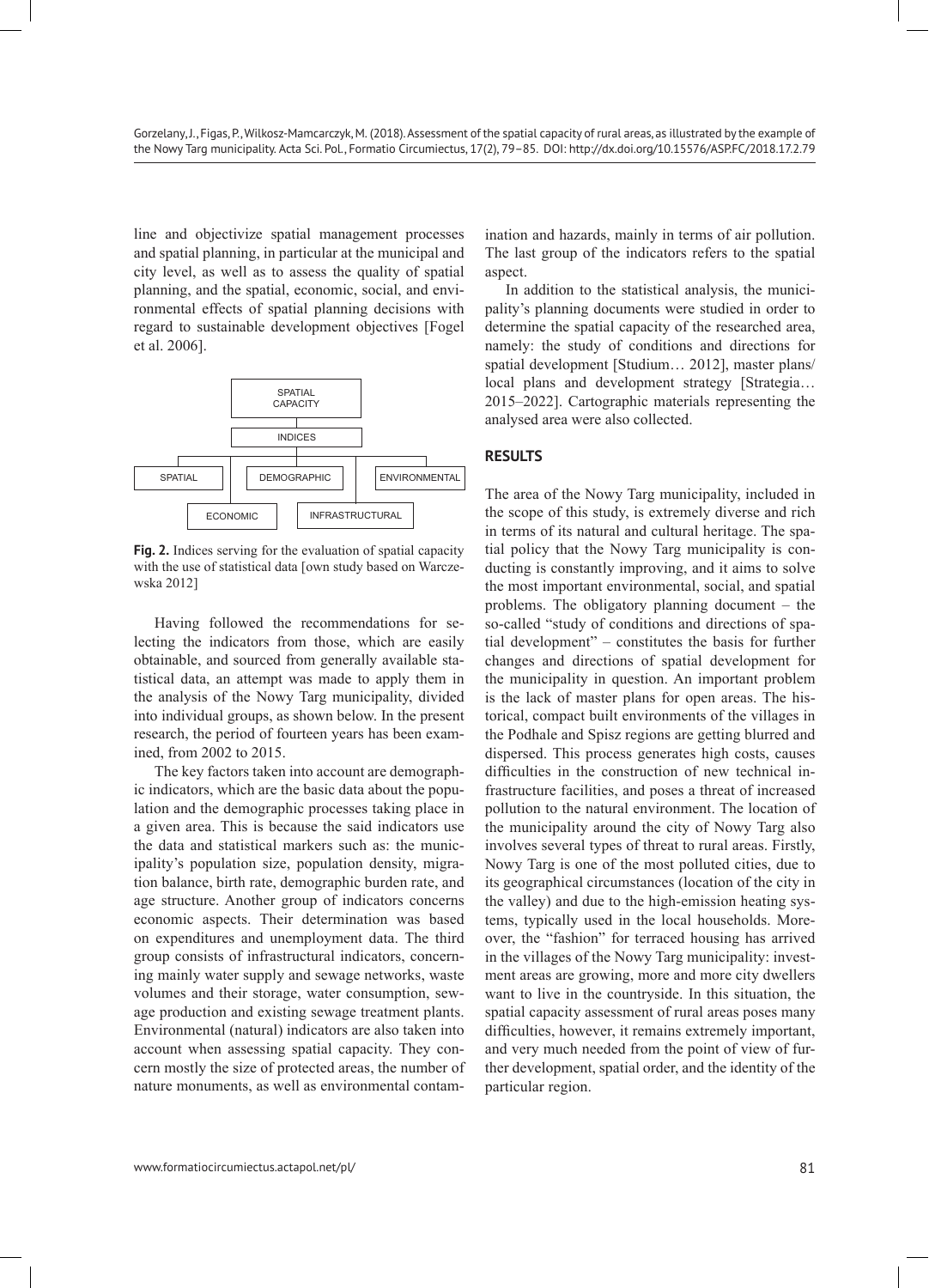line and objectivize spatial management processes and spatial planning, in particular at the municipal and city level, as well as to assess the quality of spatial planning, and the spatial, economic, social, and environmental effects of spatial planning decisions with regard to sustainable development objectives [Fogel et al. 2006].

SPATIAL CAPACITY

INDICES

SPATIAL | DEMOGRAPHIC | ENVIRONMENTAL

ECONOMIC | INFRASTRUCTURAL

**Fig. 2.** Indices serving for the evaluation of spatial capacity with the use of statistical data [own study based on Warczewska 2012]

Having followed the recommendations for selecting the indicators from those, which are easily obtainable, and sourced from generally available statistical data, an attempt was made to apply them in the analysis of the Nowy Targ municipality, divided into individual groups, as shown below. In the present research, the period of fourteen years has been examined, from 2002 to 2015.

The key factors taken into account are demographic indicators, which are the basic data about the population and the demographic processes taking place in a given area. This is because the said indicators use the data and statistical markers such as: the municipality's population size, population density, migration balance, birth rate, demographic burden rate, and age structure. Another group of indicators concerns economic aspects. Their determination was based on expenditures and unemployment data. The third group consists of infrastructural indicators, concerning mainly water supply and sewage networks, waste volumes and their storage, water consumption, sewage production and existing sewage treatment plants. Environmental (natural) indicators are also taken into account when assessing spatial capacity. They concern mostly the size of protected areas, the number of nature monuments, as well as environmental contamination and hazards, mainly in terms of air pollution. The last group of the indicators refers to the spatial aspect.

In addition to the statistical analysis, the municipality's planning documents were studied in order to determine the spatial capacity of the researched area, namely: the study of conditions and directions for spatial development [Studium… 2012], master plans/local plans and development strategy [Strategia… 2015–2022]. Cartographic materials representing the analysed area were also collected.

## RESULTS

The area of the Nowy Targ municipality, included in the scope of this study, is extremely diverse and rich in terms of its natural and cultural heritage. The spatial policy that the Nowy Targ municipality is conducting is constantly improving, and it aims to solve the most important environmental, social, and spatial problems. The obligatory planning document – the so-called "study of conditions and directions of spatial development" – constitutes the basis for further changes and directions of spatial development for the municipality in question. An important problem is the lack of master plans for open areas. The historical, compact built environments of the villages in the Podhale and Spisz regions are getting blurred and dispersed. This process generates high costs, causes difficulties in the construction of new technical infrastructure facilities, and poses a threat of increased pollution to the natural environment. The location of the municipality around the city of Nowy Targ also involves several types of threat to rural areas. Firstly, Nowy Targ is one of the most polluted cities, due to its geographical circumstances (location of the city in the valley) and due to the high-emission heating systems, typically used in the local households. Moreover, the "fashion" for terraced housing has arrived in the villages of the Nowy Targ municipality: investment areas are growing, more and more city dwellers want to live in the countryside. In this situation, the spatial capacity assessment of rural areas poses many difficulties, however, it remains extremely important, and very much needed from the point of view of further development, spatial order, and the identity of the particular region.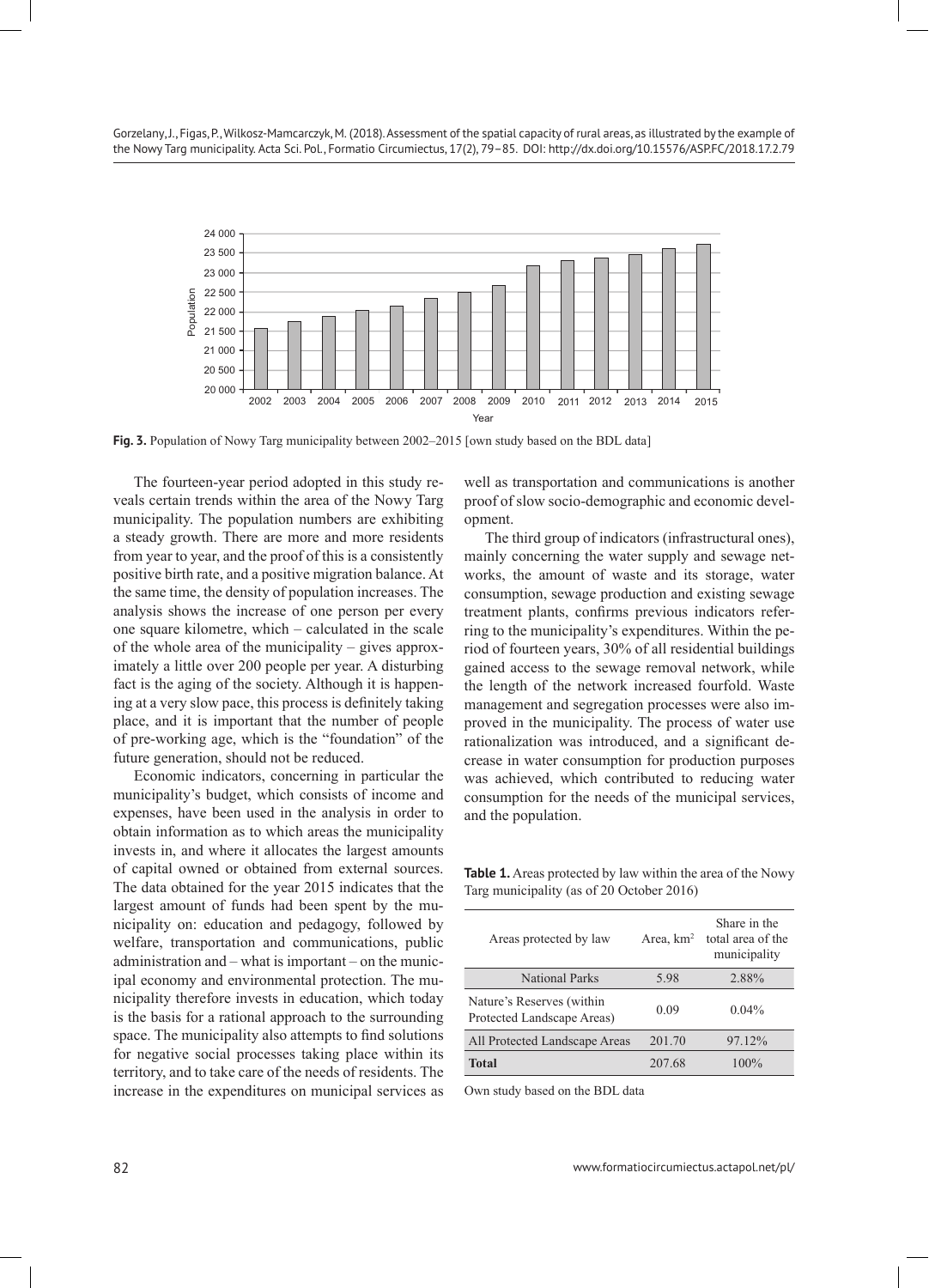**Fig. 3.** Population of Nowy Targ municipality between 2002–2015 [own study based on the BDL data]

The fourteen-year period adopted in this study reveals certain trends within the area of the Nowy Targ municipality. The population numbers are exhibiting a steady growth. There are more and more residents from year to year, and the proof of this is a consistently positive birth rate, and a positive migration balance. At the same time, the density of population increases. The analysis shows the increase of one person per every one square kilometre, which – calculated in the scale of the whole area of the municipality – gives approximately a little over 200 people per year. A disturbing fact is the aging of the society. Although it is happening at a very slow pace, this process is definitely taking place, and it is important that the number of people of pre-working age, which is the "foundation" of the future generation, should not be reduced.

Economic indicators, concerning in particular the municipality's budget, which consists of income and expenses, have been used in the analysis in order to obtain information as to which areas the municipality invests in, and where it allocates the largest amounts of capital owned or obtained from external sources. The data obtained for the year 2015 indicates that the largest amount of funds had been spent by the municipality on: education and pedagogy, followed by welfare, transportation and communications, public administration and – what is important – on the municipal economy and environmental protection. The municipality therefore invests in education, which today is the basis for a rational approach to the surrounding space. The municipality also attempts to find solutions for negative social processes taking place within its territory, and to take care of the needs of residents. The increase in the expenditures on municipal services as well as transportation and communications is another proof of slow socio-demographic and economic development.

The third group of indicators (infrastructural ones), mainly concerning the water supply and sewage networks, the amount of waste and its storage, water consumption, sewage production and existing sewage treatment plants, confirms previous indicators referring to the municipality's expenditures. Within the period of fourteen years, 30% of all residential buildings gained access to the sewage removal network, while the length of the network increased fourfold. Waste management and segregation processes were also improved in the municipality. The process of water use rationalization was introduced, and a significant decrease in water consumption for production purposes was achieved, which contributed to reducing water consumption for the needs of the municipal services, and the population.

**Table 1.** Areas protected by law within the area of the Nowy Targ municipality (as of 20 October 2016)

| Areas protected by law | Area, km$^2$ | Share in the total area of the municipality |
|---|---|---|
| National Parks | 5.98 | 2.88% |
| Nature's Reserves (within Protected Landscape Areas) | 0.09 | 0.04% |
| All Protected Landscape Areas | 201.70 | 97.12% |
| **Total** | 207.68 | 100% |

Own study based on the BDL data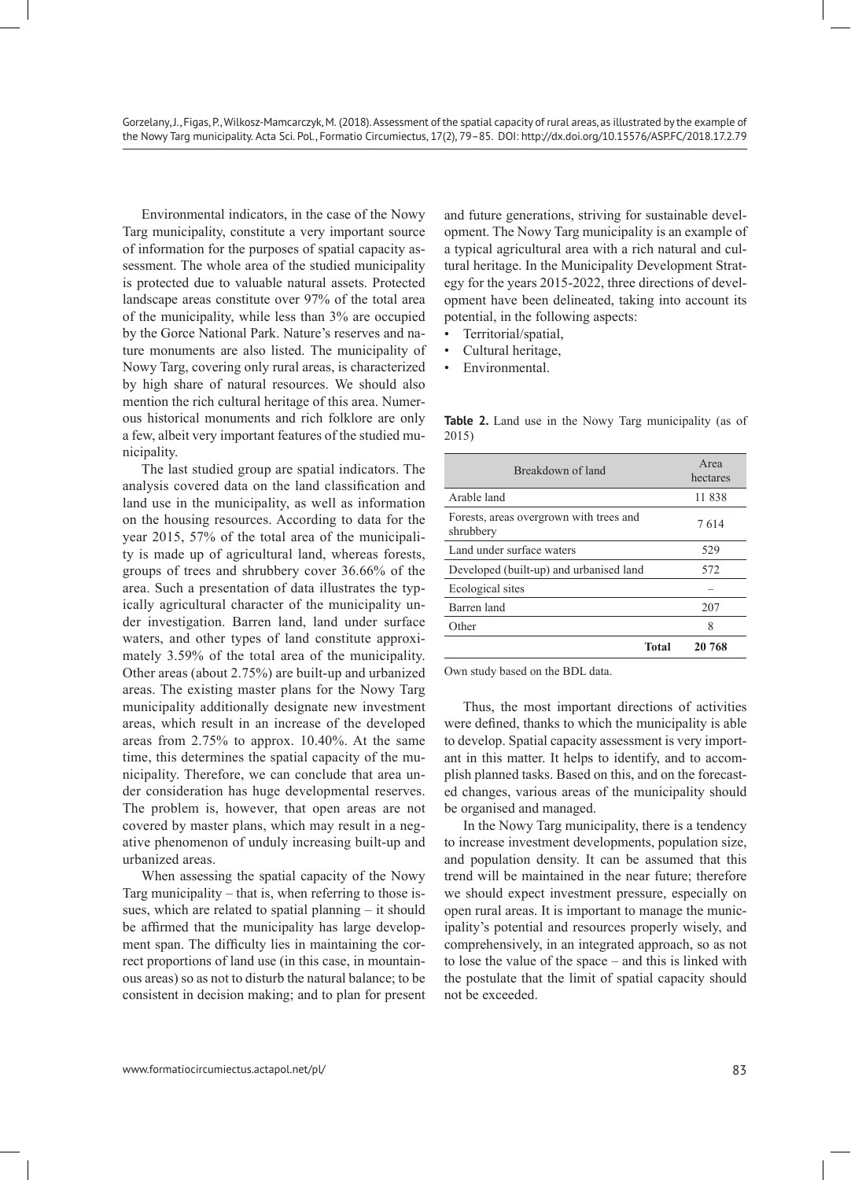Environmental indicators, in the case of the Nowy Targ municipality, constitute a very important source of information for the purposes of spatial capacity assessment. The whole area of the studied municipality is protected due to valuable natural assets. Protected landscape areas constitute over 97% of the total area of the municipality, while less than 3% are occupied by the Gorce National Park. Nature's reserves and nature monuments are also listed. The municipality of Nowy Targ, covering only rural areas, is characterized by high share of natural resources. We should also mention the rich cultural heritage of this area. Numerous historical monuments and rich folklore are only a few, albeit very important features of the studied municipality.

The last studied group are spatial indicators. The analysis covered data on the land classification and land use in the municipality, as well as information on the housing resources. According to data for the year 2015, 57% of the total area of the municipality is made up of agricultural land, whereas forests, groups of trees and shrubbery cover 36.66% of the area. Such a presentation of data illustrates the typically agricultural character of the municipality under investigation. Barren land, land under surface waters, and other types of land constitute approximately 3.59% of the total area of the municipality. Other areas (about 2.75%) are built-up and urbanized areas. The existing master plans for the Nowy Targ municipality additionally designate new investment areas, which result in an increase of the developed areas from 2.75% to approx. 10.40%. At the same time, this determines the spatial capacity of the municipality. Therefore, we can conclude that area under consideration has huge developmental reserves. The problem is, however, that open areas are not covered by master plans, which may result in a negative phenomenon of unduly increasing built-up and urbanized areas.

When assessing the spatial capacity of the Nowy Targ municipality – that is, when referring to those issues, which are related to spatial planning – it should be affirmed that the municipality has large development span. The difficulty lies in maintaining the correct proportions of land use (in this case, in mountainous areas) so as not to disturb the natural balance; to be consistent in decision making; and to plan for present and future generations, striving for sustainable development. The Nowy Targ municipality is an example of a typical agricultural area with a rich natural and cultural heritage. In the Municipality Development Strategy for the years 2015-2022, three directions of development have been delineated, taking into account its potential, in the following aspects:

- Territorial/spatial,
- Cultural heritage,
- Environmental.

**Table 2.** Land use in the Nowy Targ municipality (as of 2015)

| Breakdown of land | Area hectares |
|---|---|
| Arable land | 11 838 |
| Forests, areas overgrown with trees and shrubbery | 7 614 |
| Land under surface waters | 529 |
| Developed (built-up) and urbanised land | 572 |
| Ecological sites | – |
| Barren land | 207 |
| Other | 8 |
| **Total** | **20 768** |

Own study based on the BDL data.

Thus, the most important directions of activities were defined, thanks to which the municipality is able to develop. Spatial capacity assessment is very important in this matter. It helps to identify, and to accomplish planned tasks. Based on this, and on the forecasted changes, various areas of the municipality should be organised and managed.

In the Nowy Targ municipality, there is a tendency to increase investment developments, population size, and population density. It can be assumed that this trend will be maintained in the near future; therefore we should expect investment pressure, especially on open rural areas. It is important to manage the municipality's potential and resources properly wisely, and comprehensively, in an integrated approach, so as not to lose the value of the space – and this is linked with the postulate that the limit of spatial capacity should not be exceeded.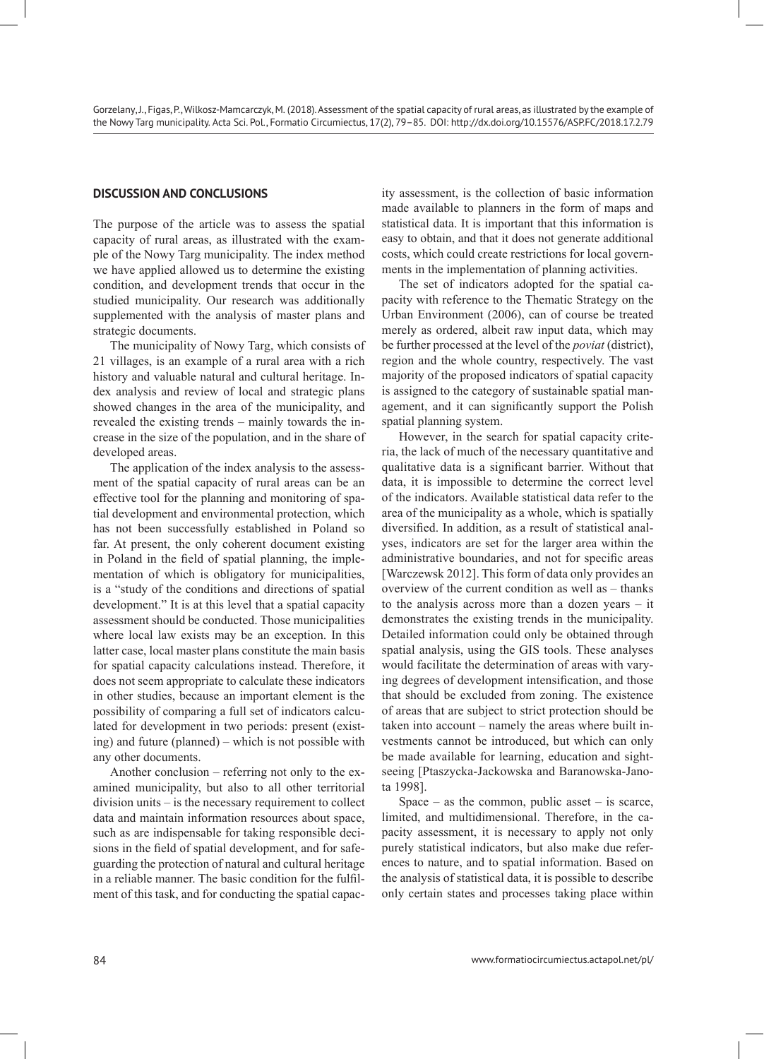## DISCUSSION AND CONCLUSIONS

The purpose of the article was to assess the spatial capacity of rural areas, as illustrated with the example of the Nowy Targ municipality. The index method we have applied allowed us to determine the existing condition, and development trends that occur in the studied municipality. Our research was additionally supplemented with the analysis of master plans and strategic documents.

The municipality of Nowy Targ, which consists of 21 villages, is an example of a rural area with a rich history and valuable natural and cultural heritage. Index analysis and review of local and strategic plans showed changes in the area of the municipality, and revealed the existing trends – mainly towards the increase in the size of the population, and in the share of developed areas.

The application of the index analysis to the assessment of the spatial capacity of rural areas can be an effective tool for the planning and monitoring of spatial development and environmental protection, which has not been successfully established in Poland so far. At present, the only coherent document existing in Poland in the field of spatial planning, the implementation of which is obligatory for municipalities, is a "study of the conditions and directions of spatial development." It is at this level that a spatial capacity assessment should be conducted. Those municipalities where local law exists may be an exception. In this latter case, local master plans constitute the main basis for spatial capacity calculations instead. Therefore, it does not seem appropriate to calculate these indicators in other studies, because an important element is the possibility of comparing a full set of indicators calculated for development in two periods: present (existing) and future (planned) – which is not possible with any other documents.

Another conclusion – referring not only to the examined municipality, but also to all other territorial division units – is the necessary requirement to collect data and maintain information resources about space, such as are indispensable for taking responsible decisions in the field of spatial development, and for safeguarding the protection of natural and cultural heritage in a reliable manner. The basic condition for the fulfilment of this task, and for conducting the spatial capacity assessment, is the collection of basic information made available to planners in the form of maps and statistical data. It is important that this information is easy to obtain, and that it does not generate additional costs, which could create restrictions for local governments in the implementation of planning activities.

The set of indicators adopted for the spatial capacity with reference to the Thematic Strategy on the Urban Environment (2006), can of course be treated merely as ordered, albeit raw input data, which may be further processed at the level of the *poviat* (district), region and the whole country, respectively. The vast majority of the proposed indicators of spatial capacity is assigned to the category of sustainable spatial management, and it can significantly support the Polish spatial planning system.

However, in the search for spatial capacity criteria, the lack of much of the necessary quantitative and qualitative data is a significant barrier. Without that data, it is impossible to determine the correct level of the indicators. Available statistical data refer to the area of the municipality as a whole, which is spatially diversified. In addition, as a result of statistical analyses, indicators are set for the larger area within the administrative boundaries, and not for specific areas [Warczewsk 2012]. This form of data only provides an overview of the current condition as well as – thanks to the analysis across more than a dozen years – it demonstrates the existing trends in the municipality. Detailed information could only be obtained through spatial analysis, using the GIS tools. These analyses would facilitate the determination of areas with varying degrees of development intensification, and those that should be excluded from zoning. The existence of areas that are subject to strict protection should be taken into account – namely the areas where built investments cannot be introduced, but which can only be made available for learning, education and sightseeing [Ptaszycka-Jackowska and Baranowska-Janota 1998].

Space – as the common, public asset – is scarce, limited, and multidimensional. Therefore, in the capacity assessment, it is necessary to apply not only purely statistical indicators, but also make due references to nature, and to spatial information. Based on the analysis of statistical data, it is possible to describe only certain states and processes taking place within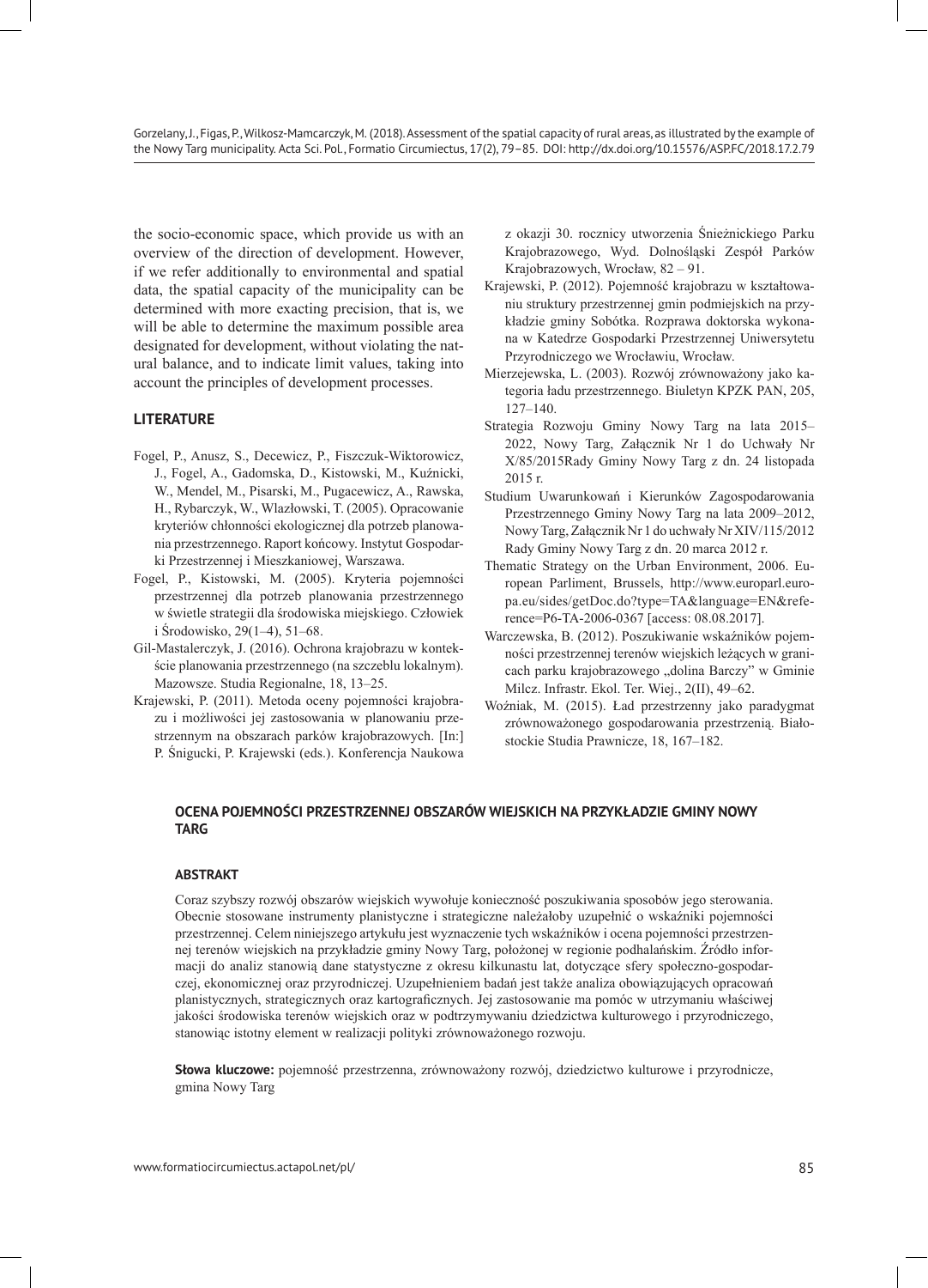the socio-economic space, which provide us with an overview of the direction of development. However, if we refer additionally to environmental and spatial data, the spatial capacity of the municipality can be determined with more exacting precision, that is, we will be able to determine the maximum possible area designated for development, without violating the natural balance, and to indicate limit values, taking into account the principles of development processes.

## LITERATURE

Fogel, P., Anusz, S., Decewicz, P., Fiszczuk-Wiktorowicz, J., Fogel, A., Gadomska, D., Kistowski, M., Kuźnicki, W., Mendel, M., Pisarski, M., Pugacewicz, A., Rawska, H., Rybarczyk, W., Wlazłowski, T. (2005). Opracowanie kryteriów chłonności ekologicznej dla potrzeb planowania przestrzennego. Raport końcowy. Instytut Gospodarki Przestrzennej i Mieszkaniowej, Warszawa.

Fogel, P., Kistowski, M. (2005). Kryteria pojemności przestrzennej dla potrzeb planowania przestrzennego w świetle strategii dla środowiska miejskiego. Człowiek i Środowisko, 29(1–4), 51–68.

Gil-Mastalerczyk, J. (2016). Ochrona krajobrazu w kontekście planowania przestrzennego (na szczeblu lokalnym). Mazowsze. Studia Regionalne, 18, 13–25.

Krajewski, P. (2011). Metoda oceny pojemności krajobrazu i możliwości jej zastosowania w planowaniu przestrzennym na obszarach parków krajobrazowych. [In:] P. Śnigucki, P. Krajewski (eds.). Konferencja Naukowa z okazji 30. rocznicy utworzenia Śnieżnickiego Parku Krajobrazowego, Wyd. Dolnośląski Zespół Parków Krajobrazowych, Wrocław, 82 – 91.

Krajewski, P. (2012). Pojemność krajobrazu w kształtowaniu struktury przestrzennej gmin podmiejskich na przykładzie gminy Sobótka. Rozprawa doktorska wykonana w Katedrze Gospodarki Przestrzennej Uniwersytetu Przyrodniczego we Wrocławiu, Wrocław.

Mierzejewska, L. (2003). Rozwój zrównoważony jako kategoria ładu przestrzennego. Biuletyn KPZK PAN, 205, 127–140.

Strategia Rozwoju Gminy Nowy Targ na lata 2015–2022, Nowy Targ, Załącznik Nr 1 do Uchwały Nr X/85/2015Rady Gminy Nowy Targ z dn. 24 listopada 2015 r.

Studium Uwarunkowań i Kierunków Zagospodarowania Przestrzennego Gminy Nowy Targ na lata 2009–2012, Nowy Targ, Załącznik Nr 1 do uchwały Nr XIV/115/2012 Rady Gminy Nowy Targ z dn. 20 marca 2012 r.

Thematic Strategy on the Urban Environment, 2006. European Parliment, Brussels, http://www.europarl.europa.eu/sides/getDoc.do?type=TA&language=EN&reference=P6-TA-2006-0367 [access: 08.08.2017].

Warczewska, B. (2012). Poszukiwanie wskaźników pojemności przestrzennej terenów wiejskich leżących w granicach parku krajobrazowego „dolina Barczy" w Gminie Milcz. Infrastr. Ekol. Ter. Wiej., 2(II), 49–62.

Woźniak, M. (2015). Ład przestrzenny jako paradygmat zrównoważonego gospodarowania przestrzenią. Białostockie Studia Prawnicze, 18, 167–182.

## OCENA POJEMNOŚCI PRZESTRZENNEJ OBSZARÓW WIEJSKICH NA PRZYKŁADZIE GMINY NOWY TARG

### ABSTRAKT

Coraz szybszy rozwój obszarów wiejskich wywołuje konieczność poszukiwania sposobów jego sterowania. Obecnie stosowane instrumenty planistyczne i strategiczne należałoby uzupełnić o wskaźniki pojemności przestrzennej. Celem niniejszego artykułu jest wyznaczenie tych wskaźników i ocena pojemności przestrzennej terenów wiejskich na przykładzie gminy Nowy Targ, położonej w regionie podhalańskim. Źródło informacji do analiz stanowią dane statystyczne z okresu kilkunastu lat, dotyczące sfery społeczno-gospodarczej, ekonomicznej oraz przyrodniczej. Uzupełnieniem badań jest także analiza obowiązujących opracowań planistycznych, strategicznych oraz kartograficznych. Jej zastosowanie ma pomóc w utrzymaniu właściwej jakości środowiska terenów wiejskich oraz w podtrzymywaniu dziedzictwa kulturowego i przyrodniczego, stanowiąc istotny element w realizacji polityki zrównoważonego rozwoju.

**Słowa kluczowe:** pojemność przestrzenna, zrównoważony rozwój, dziedzictwo kulturowe i przyrodnicze, gmina Nowy Targ